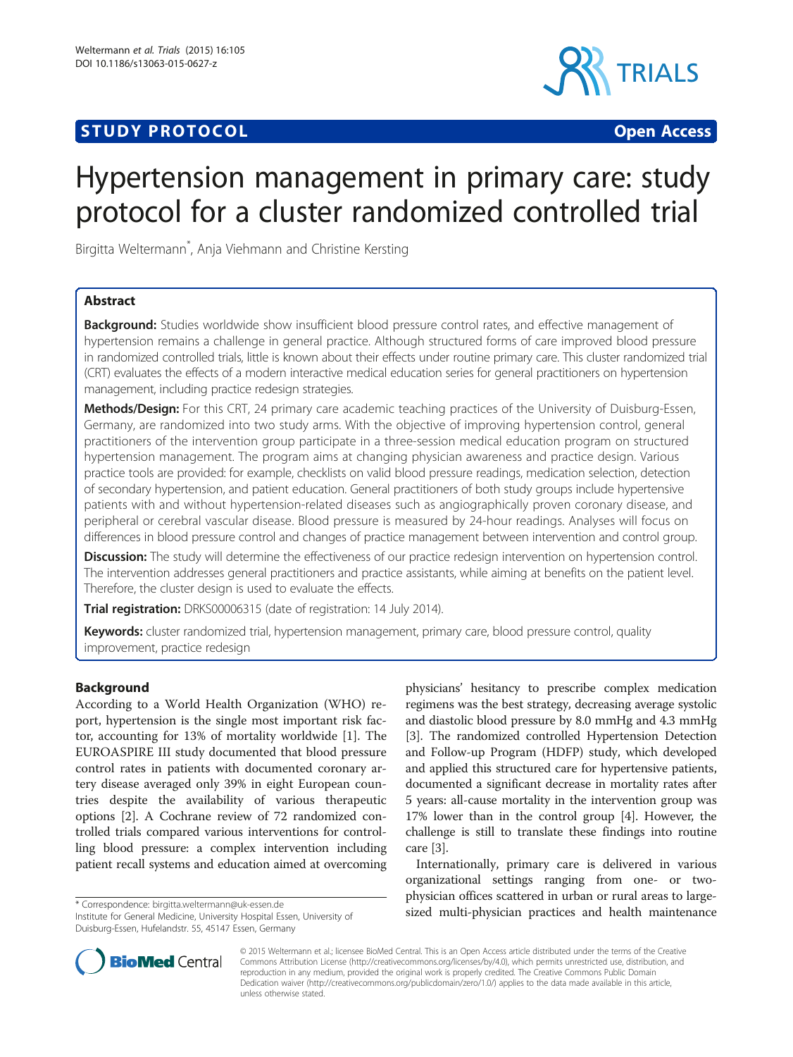STUDY PROTOCOL Open Access

# Hypertension management in primary care: study protocol for a cluster randomized controlled trial

Birgitta Weltermann*, Anja Viehmann and Christine Kersting

## Abstract

**Background:** Studies worldwide show insufficient blood pressure control rates, and effective management of hypertension remains a challenge in general practice. Although structured forms of care improved blood pressure in randomized controlled trials, little is known about their effects under routine primary care. This cluster randomized trial (CRT) evaluates the effects of a modern interactive medical education series for general practitioners on hypertension management, including practice redesign strategies.

**Methods/Design:** For this CRT, 24 primary care academic teaching practices of the University of Duisburg-Essen, Germany, are randomized into two study arms. With the objective of improving hypertension control, general practitioners of the intervention group participate in a three-session medical education program on structured hypertension management. The program aims at changing physician awareness and practice design. Various practice tools are provided: for example, checklists on valid blood pressure readings, medication selection, detection of secondary hypertension, and patient education. General practitioners of both study groups include hypertensive patients with and without hypertension-related diseases such as angiographically proven coronary disease, and peripheral or cerebral vascular disease. Blood pressure is measured by 24-hour readings. Analyses will focus on differences in blood pressure control and changes of practice management between intervention and control group.

**Discussion:** The study will determine the effectiveness of our practice redesign intervention on hypertension control. The intervention addresses general practitioners and practice assistants, while aiming at benefits on the patient level. Therefore, the cluster design is used to evaluate the effects.

**Trial registration:** DRKS00006315 (date of registration: 14 July 2014).

**Keywords:** cluster randomized trial, hypertension management, primary care, blood pressure control, quality improvement, practice redesign

## Background

According to a World Health Organization (WHO) report, hypertension is the single most important risk factor, accounting for 13% of mortality worldwide [1]. The EUROASPIRE III study documented that blood pressure control rates in patients with documented coronary artery disease averaged only 39% in eight European countries despite the availability of various therapeutic options [2]. A Cochrane review of 72 randomized controlled trials compared various interventions for controlling blood pressure: a complex intervention including patient recall systems and education aimed at overcoming physicians' hesitancy to prescribe complex medication regimens was the best strategy, decreasing average systolic and diastolic blood pressure by 8.0 mmHg and 4.3 mmHg [3]. The randomized controlled Hypertension Detection and Follow-up Program (HDFP) study, which developed and applied this structured care for hypertensive patients, documented a significant decrease in mortality rates after 5 years: all-cause mortality in the intervention group was 17% lower than in the control group [4]. However, the challenge is still to translate these findings into routine care [3].

Internationally, primary care is delivered in various organizational settings ranging from one- or two-physician offices scattered in urban or rural areas to large-sized multi-physician practices and health maintenance

\* Correspondence: birgitta.weltermann@uk-essen.de
Institute for General Medicine, University Hospital Essen, University of Duisburg-Essen, Hufelandstr. 55, 45147 Essen, Germany

© 2015 Weltermann et al.; licensee BioMed Central. This is an Open Access article distributed under the terms of the Creative Commons Attribution License (http://creativecommons.org/licenses/by/4.0), which permits unrestricted use, distribution, and reproduction in any medium, provided the original work is properly credited. The Creative Commons Public Domain Dedication waiver (http://creativecommons.org/publicdomain/zero/1.0/) applies to the data made available in this article, unless otherwise stated.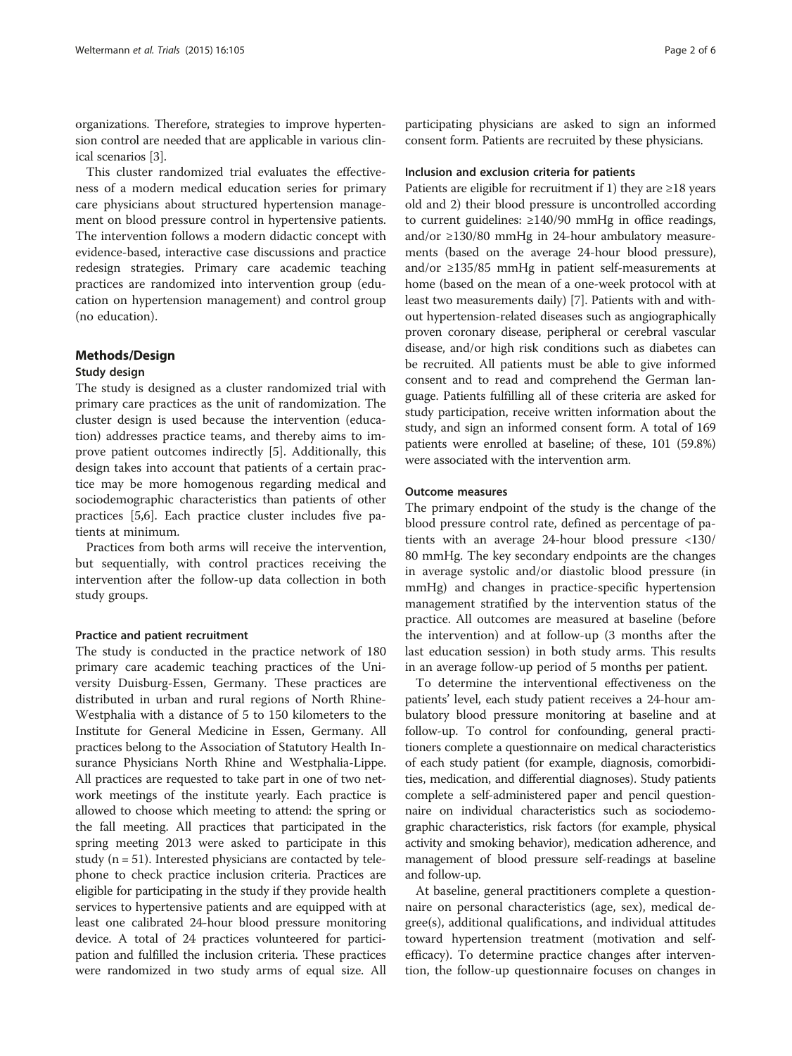organizations. Therefore, strategies to improve hypertension control are needed that are applicable in various clinical scenarios [3].

This cluster randomized trial evaluates the effectiveness of a modern medical education series for primary care physicians about structured hypertension management on blood pressure control in hypertensive patients. The intervention follows a modern didactic concept with evidence-based, interactive case discussions and practice redesign strategies. Primary care academic teaching practices are randomized into intervention group (education on hypertension management) and control group (no education).

## Methods/Design

### Study design

The study is designed as a cluster randomized trial with primary care practices as the unit of randomization. The cluster design is used because the intervention (education) addresses practice teams, and thereby aims to improve patient outcomes indirectly [5]. Additionally, this design takes into account that patients of a certain practice may be more homogenous regarding medical and sociodemographic characteristics than patients of other practices [5,6]. Each practice cluster includes five patients at minimum.

Practices from both arms will receive the intervention, but sequentially, with control practices receiving the intervention after the follow-up data collection in both study groups.

### Practice and patient recruitment

The study is conducted in the practice network of 180 primary care academic teaching practices of the University Duisburg-Essen, Germany. These practices are distributed in urban and rural regions of North Rhine-Westphalia with a distance of 5 to 150 kilometers to the Institute for General Medicine in Essen, Germany. All practices belong to the Association of Statutory Health Insurance Physicians North Rhine and Westphalia-Lippe. All practices are requested to take part in one of two network meetings of the institute yearly. Each practice is allowed to choose which meeting to attend: the spring or the fall meeting. All practices that participated in the spring meeting 2013 were asked to participate in this study (n = 51). Interested physicians are contacted by telephone to check practice inclusion criteria. Practices are eligible for participating in the study if they provide health services to hypertensive patients and are equipped with at least one calibrated 24-hour blood pressure monitoring device. A total of 24 practices volunteered for participation and fulfilled the inclusion criteria. These practices were randomized in two study arms of equal size. All participating physicians are asked to sign an informed consent form. Patients are recruited by these physicians.

### Inclusion and exclusion criteria for patients

Patients are eligible for recruitment if 1) they are ≥18 years old and 2) their blood pressure is uncontrolled according to current guidelines: ≥140/90 mmHg in office readings, and/or ≥130/80 mmHg in 24-hour ambulatory measurements (based on the average 24-hour blood pressure), and/or ≥135/85 mmHg in patient self-measurements at home (based on the mean of a one-week protocol with at least two measurements daily) [7]. Patients with and without hypertension-related diseases such as angiographically proven coronary disease, peripheral or cerebral vascular disease, and/or high risk conditions such as diabetes can be recruited. All patients must be able to give informed consent and to read and comprehend the German language. Patients fulfilling all of these criteria are asked for study participation, receive written information about the study, and sign an informed consent form. A total of 169 patients were enrolled at baseline; of these, 101 (59.8%) were associated with the intervention arm.

### Outcome measures

The primary endpoint of the study is the change of the blood pressure control rate, defined as percentage of patients with an average 24-hour blood pressure <130/80 mmHg. The key secondary endpoints are the changes in average systolic and/or diastolic blood pressure (in mmHg) and changes in practice-specific hypertension management stratified by the intervention status of the practice. All outcomes are measured at baseline (before the intervention) and at follow-up (3 months after the last education session) in both study arms. This results in an average follow-up period of 5 months per patient.

To determine the interventional effectiveness on the patients' level, each study patient receives a 24-hour ambulatory blood pressure monitoring at baseline and at follow-up. To control for confounding, general practitioners complete a questionnaire on medical characteristics of each study patient (for example, diagnosis, comorbidities, medication, and differential diagnoses). Study patients complete a self-administered paper and pencil questionnaire on individual characteristics such as sociodemographic characteristics, risk factors (for example, physical activity and smoking behavior), medication adherence, and management of blood pressure self-readings at baseline and follow-up.

At baseline, general practitioners complete a questionnaire on personal characteristics (age, sex), medical degree(s), additional qualifications, and individual attitudes toward hypertension treatment (motivation and self-efficacy). To determine practice changes after intervention, the follow-up questionnaire focuses on changes in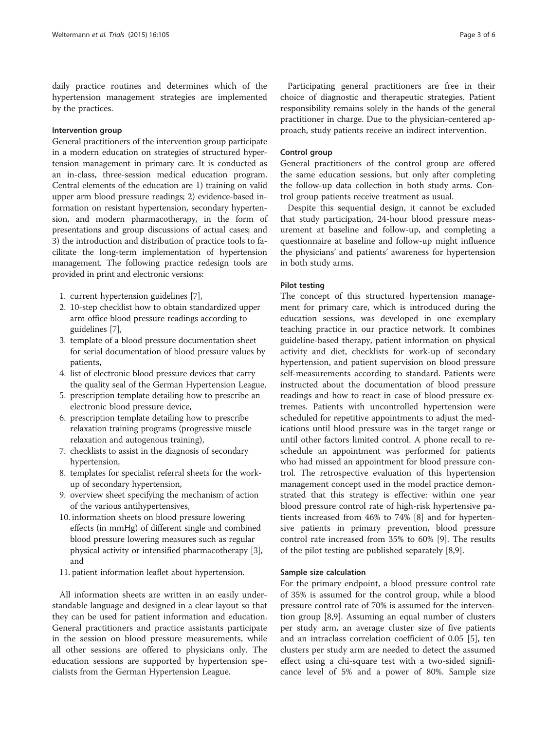daily practice routines and determines which of the hypertension management strategies are implemented by the practices.

#### Intervention group

General practitioners of the intervention group participate in a modern education on strategies of structured hypertension management in primary care. It is conducted as an in-class, three-session medical education program. Central elements of the education are 1) training on valid upper arm blood pressure readings; 2) evidence-based information on resistant hypertension, secondary hypertension, and modern pharmacotherapy, in the form of presentations and group discussions of actual cases; and 3) the introduction and distribution of practice tools to facilitate the long-term implementation of hypertension management. The following practice redesign tools are provided in print and electronic versions:

1. current hypertension guidelines [7],
2. 10-step checklist how to obtain standardized upper arm office blood pressure readings according to guidelines [7],
3. template of a blood pressure documentation sheet for serial documentation of blood pressure values by patients,
4. list of electronic blood pressure devices that carry the quality seal of the German Hypertension League,
5. prescription template detailing how to prescribe an electronic blood pressure device,
6. prescription template detailing how to prescribe relaxation training programs (progressive muscle relaxation and autogenous training),
7. checklists to assist in the diagnosis of secondary hypertension,
8. templates for specialist referral sheets for the work-up of secondary hypertension,
9. overview sheet specifying the mechanism of action of the various antihypertensives,
10. information sheets on blood pressure lowering effects (in mmHg) of different single and combined blood pressure lowering measures such as regular physical activity or intensified pharmacotherapy [3], and
11. patient information leaflet about hypertension.

All information sheets are written in an easily understandable language and designed in a clear layout so that they can be used for patient information and education. General practitioners and practice assistants participate in the session on blood pressure measurements, while all other sessions are offered to physicians only. The education sessions are supported by hypertension specialists from the German Hypertension League.

Participating general practitioners are free in their choice of diagnostic and therapeutic strategies. Patient responsibility remains solely in the hands of the general practitioner in charge. Due to the physician-centered approach, study patients receive an indirect intervention.

#### Control group

General practitioners of the control group are offered the same education sessions, but only after completing the follow-up data collection in both study arms. Control group patients receive treatment as usual.

Despite this sequential design, it cannot be excluded that study participation, 24-hour blood pressure measurement at baseline and follow-up, and completing a questionnaire at baseline and follow-up might influence the physicians' and patients' awareness for hypertension in both study arms.

#### Pilot testing

The concept of this structured hypertension management for primary care, which is introduced during the education sessions, was developed in one exemplary teaching practice in our practice network. It combines guideline-based therapy, patient information on physical activity and diet, checklists for work-up of secondary hypertension, and patient supervision on blood pressure self-measurements according to standard. Patients were instructed about the documentation of blood pressure readings and how to react in case of blood pressure extremes. Patients with uncontrolled hypertension were scheduled for repetitive appointments to adjust the medications until blood pressure was in the target range or until other factors limited control. A phone recall to reschedule an appointment was performed for patients who had missed an appointment for blood pressure control. The retrospective evaluation of this hypertension management concept used in the model practice demonstrated that this strategy is effective: within one year blood pressure control rate of high-risk hypertensive patients increased from 46% to 74% [8] and for hypertensive patients in primary prevention, blood pressure control rate increased from 35% to 60% [9]. The results of the pilot testing are published separately [8,9].

#### Sample size calculation

For the primary endpoint, a blood pressure control rate of 35% is assumed for the control group, while a blood pressure control rate of 70% is assumed for the intervention group [8,9]. Assuming an equal number of clusters per study arm, an average cluster size of five patients and an intraclass correlation coefficient of 0.05 [5], ten clusters per study arm are needed to detect the assumed effect using a chi-square test with a two-sided significance level of 5% and a power of 80%. Sample size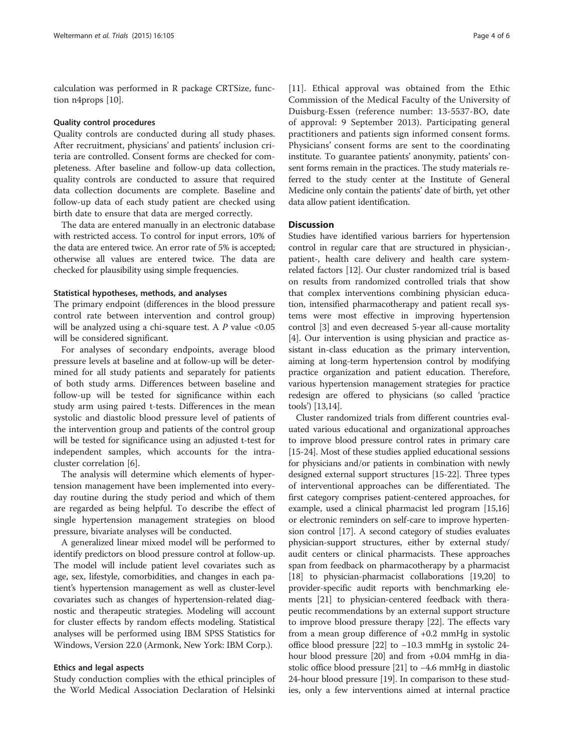calculation was performed in R package CRTSize, function n4props [10].

### Quality control procedures

Quality controls are conducted during all study phases. After recruitment, physicians' and patients' inclusion criteria are controlled. Consent forms are checked for completeness. After baseline and follow-up data collection, quality controls are conducted to assure that required data collection documents are complete. Baseline and follow-up data of each study patient are checked using birth date to ensure that data are merged correctly.

The data are entered manually in an electronic database with restricted access. To control for input errors, 10% of the data are entered twice. An error rate of 5% is accepted; otherwise all values are entered twice. The data are checked for plausibility using simple frequencies.

### Statistical hypotheses, methods, and analyses

The primary endpoint (differences in the blood pressure control rate between intervention and control group) will be analyzed using a chi-square test. A $P$ value $<0.05$ will be considered significant.

For analyses of secondary endpoints, average blood pressure levels at baseline and at follow-up will be determined for all study patients and separately for patients of both study arms. Differences between baseline and follow-up will be tested for significance within each study arm using paired t-tests. Differences in the mean systolic and diastolic blood pressure level of patients of the intervention group and patients of the control group will be tested for significance using an adjusted t-test for independent samples, which accounts for the intra-cluster correlation [6].

The analysis will determine which elements of hypertension management have been implemented into everyday routine during the study period and which of them are regarded as being helpful. To describe the effect of single hypertension management strategies on blood pressure, bivariate analyses will be conducted.

A generalized linear mixed model will be performed to identify predictors on blood pressure control at follow-up. The model will include patient level covariates such as age, sex, lifestyle, comorbidities, and changes in each patient's hypertension management as well as cluster-level covariates such as changes of hypertension-related diagnostic and therapeutic strategies. Modeling will account for cluster effects by random effects modeling. Statistical analyses will be performed using IBM SPSS Statistics for Windows, Version 22.0 (Armonk, New York: IBM Corp.).

### Ethics and legal aspects

Study conduction complies with the ethical principles of the World Medical Association Declaration of Helsinki [11]. Ethical approval was obtained from the Ethic Commission of the Medical Faculty of the University of Duisburg-Essen (reference number: 13-5537-BO, date of approval: 9 September 2013). Participating general practitioners and patients sign informed consent forms. Physicians' consent forms are sent to the coordinating institute. To guarantee patients' anonymity, patients' consent forms remain in the practices. The study materials referred to the study center at the Institute of General Medicine only contain the patients' date of birth, yet other data allow patient identification.

## Discussion

Studies have identified various barriers for hypertension control in regular care that are structured in physician-, patient-, health care delivery and health care system-related factors [12]. Our cluster randomized trial is based on results from randomized controlled trials that show that complex interventions combining physician education, intensified pharmacotherapy and patient recall systems were most effective in improving hypertension control [3] and even decreased 5-year all-cause mortality [4]. Our intervention is using physician and practice assistant in-class education as the primary intervention, aiming at long-term hypertension control by modifying practice organization and patient education. Therefore, various hypertension management strategies for practice redesign are offered to physicians (so called 'practice tools') [13,14].

Cluster randomized trials from different countries evaluated various educational and organizational approaches to improve blood pressure control rates in primary care [15-24]. Most of these studies applied educational sessions for physicians and/or patients in combination with newly designed external support structures [15-22]. Three types of interventional approaches can be differentiated. The first category comprises patient-centered approaches, for example, used a clinical pharmacist led program [15,16] or electronic reminders on self-care to improve hypertension control [17]. A second category of studies evaluates physician-support structures, either by external study/audit centers or clinical pharmacists. These approaches span from feedback on pharmacotherapy by a pharmacist [18] to physician-pharmacist collaborations [19,20] to provider-specific audit reports with benchmarking elements [21] to physician-centered feedback with therapeutic recommendations by an external support structure to improve blood pressure therapy [22]. The effects vary from a mean group difference of +0.2 mmHg in systolic office blood pressure [22] to −10.3 mmHg in systolic 24-hour blood pressure [20] and from +0.04 mmHg in diastolic office blood pressure [21] to −4.6 mmHg in diastolic 24-hour blood pressure [19]. In comparison to these studies, only a few interventions aimed at internal practice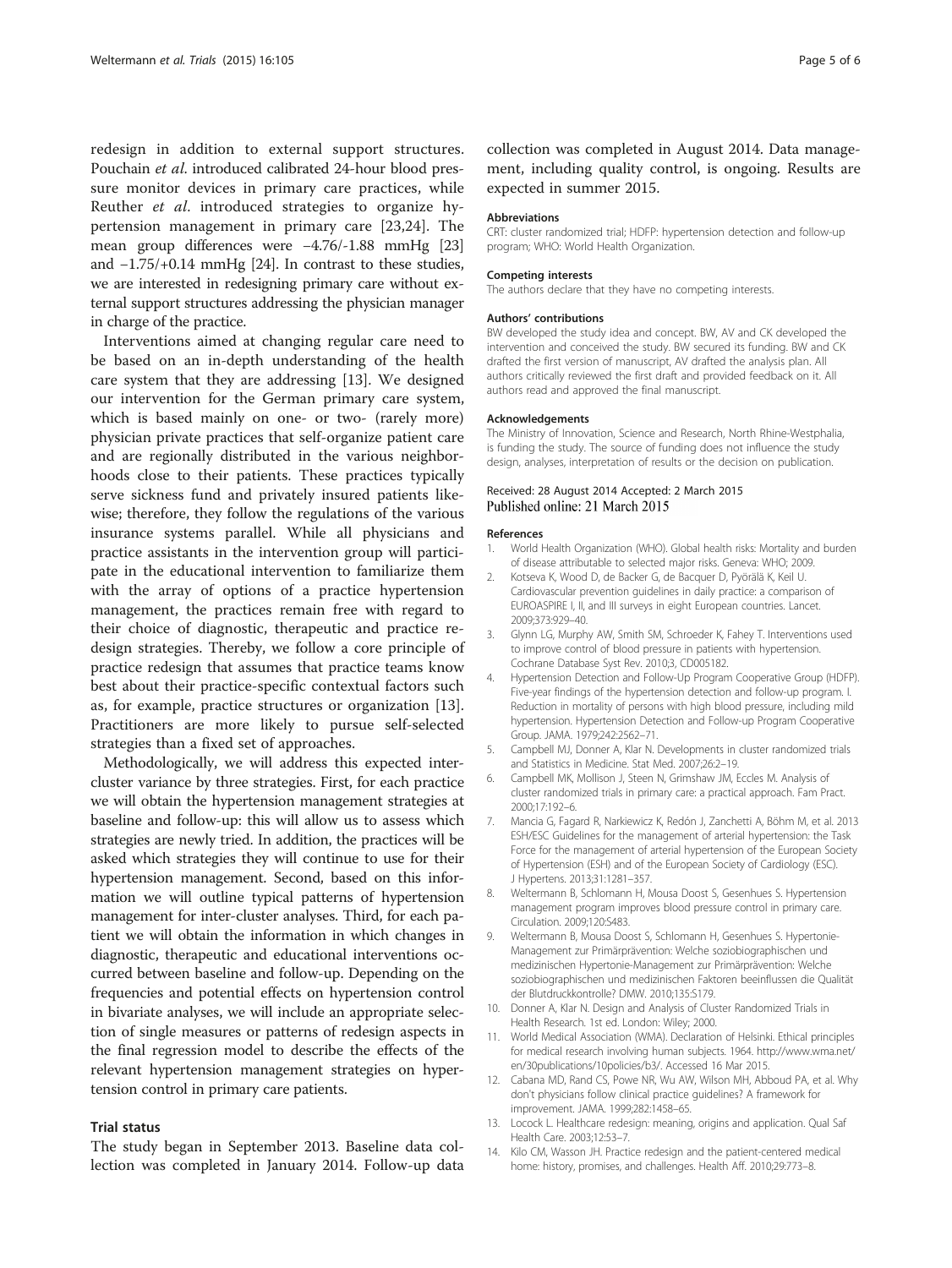redesign in addition to external support structures. Pouchain *et al.* introduced calibrated 24-hour blood pressure monitor devices in primary care practices, while Reuther *et al.* introduced strategies to organize hypertension management in primary care [23,24]. The mean group differences were −4.76/-1.88 mmHg [23] and −1.75/+0.14 mmHg [24]. In contrast to these studies, we are interested in redesigning primary care without external support structures addressing the physician manager in charge of the practice.

Interventions aimed at changing regular care need to be based on an in-depth understanding of the health care system that they are addressing [13]. We designed our intervention for the German primary care system, which is based mainly on one- or two- (rarely more) physician private practices that self-organize patient care and are regionally distributed in the various neighborhoods close to their patients. These practices typically serve sickness fund and privately insured patients likewise; therefore, they follow the regulations of the various insurance systems parallel. While all physicians and practice assistants in the intervention group will participate in the educational intervention to familiarize them with the array of options of a practice hypertension management, the practices remain free with regard to their choice of diagnostic, therapeutic and practice redesign strategies. Thereby, we follow a core principle of practice redesign that assumes that practice teams know best about their practice-specific contextual factors such as, for example, practice structures or organization [13]. Practitioners are more likely to pursue self-selected strategies than a fixed set of approaches.

Methodologically, we will address this expected inter-cluster variance by three strategies. First, for each practice we will obtain the hypertension management strategies at baseline and follow-up: this will allow us to assess which strategies are newly tried. In addition, the practices will be asked which strategies they will continue to use for their hypertension management. Second, based on this information we will outline typical patterns of hypertension management for inter-cluster analyses. Third, for each patient we will obtain the information in which changes in diagnostic, therapeutic and educational interventions occurred between baseline and follow-up. Depending on the frequencies and potential effects on hypertension control in bivariate analyses, we will include an appropriate selection of single measures or patterns of redesign aspects in the final regression model to describe the effects of the relevant hypertension management strategies on hypertension control in primary care patients.

## Trial status

The study began in September 2013. Baseline data collection was completed in January 2014. Follow-up data collection was completed in August 2014. Data management, including quality control, is ongoing. Results are expected in summer 2015.

#### Abbreviations

CRT: cluster randomized trial; HDFP: hypertension detection and follow-up program; WHO: World Health Organization.

#### Competing interests

The authors declare that they have no competing interests.

#### Authors' contributions

BW developed the study idea and concept. BW, AV and CK developed the intervention and conceived the study. BW secured its funding. BW and CK drafted the first version of manuscript, AV drafted the analysis plan. All authors critically reviewed the first draft and provided feedback on it. All authors read and approved the final manuscript.

#### Acknowledgements

The Ministry of Innovation, Science and Research, North Rhine-Westphalia, is funding the study. The source of funding does not influence the study design, analyses, interpretation of results or the decision on publication.

Received: 28 August 2014 Accepted: 2 March 2015
Published online: 21 March 2015

#### References

1. World Health Organization (WHO). Global health risks: Mortality and burden of disease attributable to selected major risks. Geneva: WHO; 2009.
2. Kotseva K, Wood D, de Backer G, de Bacquer D, Pyörälä K, Keil U. Cardiovascular prevention guidelines in daily practice: a comparison of EUROASPIRE I, II, and III surveys in eight European countries. Lancet. 2009;373:929–40.
3. Glynn LG, Murphy AW, Smith SM, Schroeder K, Fahey T. Interventions used to improve control of blood pressure in patients with hypertension. Cochrane Database Syst Rev. 2010;3, CD005182.
4. Hypertension Detection and Follow-Up Program Cooperative Group (HDFP). Five-year findings of the hypertension detection and follow-up program. I. Reduction in mortality of persons with high blood pressure, including mild hypertension. Hypertension Detection and Follow-up Program Cooperative Group. JAMA. 1979;242:2562–71.
5. Campbell MJ, Donner A, Klar N. Developments in cluster randomized trials and Statistics in Medicine. Stat Med. 2007;26:2–19.
6. Campbell MK, Mollison J, Steen N, Grimshaw JM, Eccles M. Analysis of cluster randomized trials in primary care: a practical approach. Fam Pract. 2000;17:192–6.
7. Mancia G, Fagard R, Narkiewicz K, Redón J, Zanchetti A, Böhm M, et al. 2013 ESH/ESC Guidelines for the management of arterial hypertension: the Task Force for the management of arterial hypertension of the European Society of Hypertension (ESH) and of the European Society of Cardiology (ESC). J Hypertens. 2013;31:1281–357.
8. Weltermann B, Schlomann H, Mousa Doost S, Gesenhues S. Hypertension management program improves blood pressure control in primary care. Circulation. 2009;120:S483.
9. Weltermann B, Mousa Doost S, Schlomann H, Gesenhues S. Hypertonie-Management zur Primärprävention: Welche soziobiographischen und medizinischen Hypertonie-Management zur Primärprävention: Welche soziobiographischen und medizinischen Faktoren beeinflussen die Qualität der Blutdruckkontrolle? DMW. 2010;135:S179.
10. Donner A, Klar N. Design and Analysis of Cluster Randomized Trials in Health Research. 1st ed. London: Wiley; 2000.
11. World Medical Association (WMA). Declaration of Helsinki. Ethical principles for medical research involving human subjects. 1964. http://www.wma.net/en/30publications/10policies/b3/. Accessed 16 Mar 2015.
12. Cabana MD, Rand CS, Powe NR, Wu AW, Wilson MH, Abboud PA, et al. Why don't physicians follow clinical practice guidelines? A framework for improvement. JAMA. 1999;282:1458–65.
13. Locock L. Healthcare redesign: meaning, origins and application. Qual Saf Health Care. 2003;12:53–7.
14. Kilo CM, Wasson JH. Practice redesign and the patient-centered medical home: history, promises, and challenges. Health Aff. 2010;29:773–8.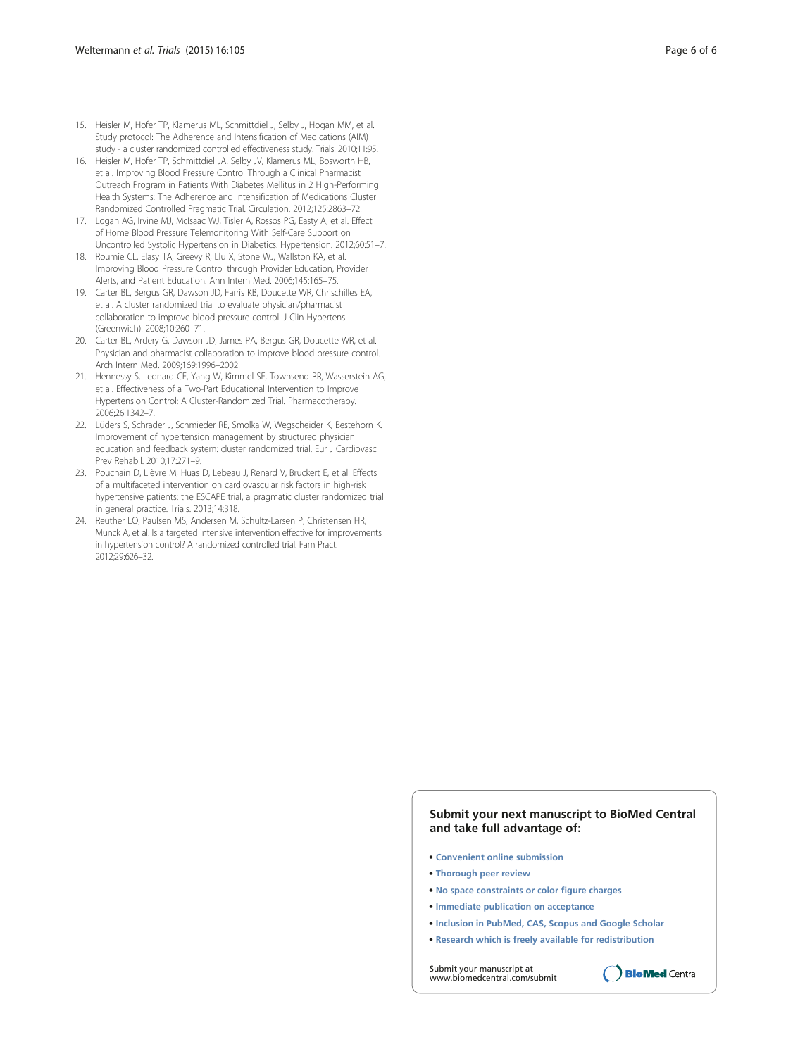15. Heisler M, Hofer TP, Klamerus ML, Schmittdiel J, Selby J, Hogan MM, et al. Study protocol: The Adherence and Intensification of Medications (AIM) study - a cluster randomized controlled effectiveness study. Trials. 2010;11:95.
16. Heisler M, Hofer TP, Schmittdiel JA, Selby JV, Klamerus ML, Bosworth HB, et al. Improving Blood Pressure Control Through a Clinical Pharmacist Outreach Program in Patients With Diabetes Mellitus in 2 High-Performing Health Systems: The Adherence and Intensification of Medications Cluster Randomized Controlled Pragmatic Trial. Circulation. 2012;125:2863–72.
17. Logan AG, Irvine MJ, McIsaac WJ, Tisler A, Rossos PG, Easty A, et al. Effect of Home Blood Pressure Telemonitoring With Self-Care Support on Uncontrolled Systolic Hypertension in Diabetics. Hypertension. 2012;60:51–7.
18. Roumie CL, Elasy TA, Greevy R, LIu X, Stone WJ, Wallston KA, et al. Improving Blood Pressure Control through Provider Education, Provider Alerts, and Patient Education. Ann Intern Med. 2006;145:165–75.
19. Carter BL, Bergus GR, Dawson JD, Farris KB, Doucette WR, Chrischilles EA, et al. A cluster randomized trial to evaluate physician/pharmacist collaboration to improve blood pressure control. J Clin Hypertens (Greenwich). 2008;10:260–71.
20. Carter BL, Ardery G, Dawson JD, James PA, Bergus GR, Doucette WR, et al. Physician and pharmacist collaboration to improve blood pressure control. Arch Intern Med. 2009;169:1996–2002.
21. Hennessy S, Leonard CE, Yang W, Kimmel SE, Townsend RR, Wasserstein AG, et al. Effectiveness of a Two-Part Educational Intervention to Improve Hypertension Control: A Cluster-Randomized Trial. Pharmacotherapy. 2006;26:1342–7.
22. Lüders S, Schrader J, Schmieder RE, Smolka W, Wegscheider K, Bestehorn K. Improvement of hypertension management by structured physician education and feedback system: cluster randomized trial. Eur J Cardiovasc Prev Rehabil. 2010;17:271–9.
23. Pouchain D, Lièvre M, Huas D, Lebeau J, Renard V, Bruckert E, et al. Effects of a multifaceted intervention on cardiovascular risk factors in high-risk hypertensive patients: the ESCAPE trial, a pragmatic cluster randomized trial in general practice. Trials. 2013;14:318.
24. Reuther LO, Paulsen MS, Andersen M, Schultz-Larsen P, Christensen HR, Munck A, et al. Is a targeted intensive intervention effective for improvements in hypertension control? A randomized controlled trial. Fam Pract. 2012;29:626–32.

**Submit your next manuscript to BioMed Central and take full advantage of:**

- **Convenient online submission**
- **Thorough peer review**
- **No space constraints or color figure charges**
- **Immediate publication on acceptance**
- **Inclusion in PubMed, CAS, Scopus and Google Scholar**
- **Research which is freely available for redistribution**

Submit your manuscript at
www.biomedcentral.com/submit

BioMed Central